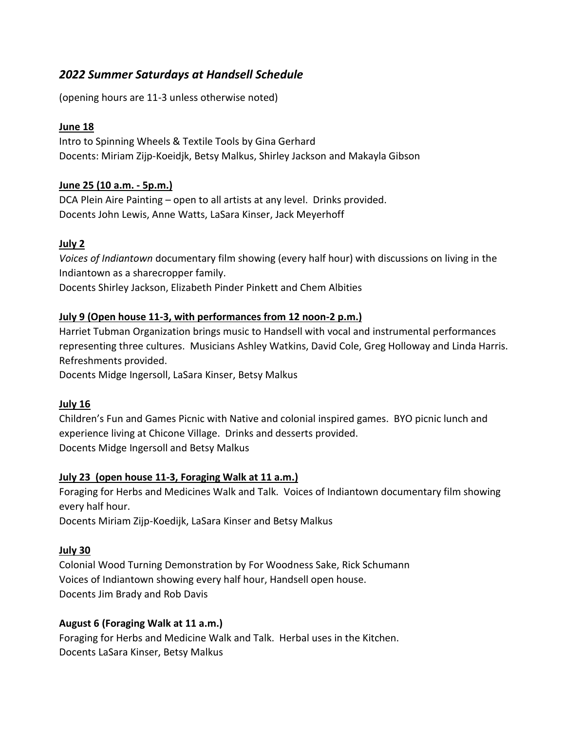## *2022 Summer Saturdays at Handsell Schedule*

(opening hours are 11-3 unless otherwise noted)

**June 18**

Intro to Spinning Wheels & Textile Tools by Gina Gerhard
Docents: Miriam Zijp-Koeidjk, Betsy Malkus, Shirley Jackson and Makayla Gibson

**June 25 (10 a.m. - 5p.m.)**

DCA Plein Aire Painting – open to all artists at any level. Drinks provided.
Docents John Lewis, Anne Watts, LaSara Kinser, Jack Meyerhoff

**July 2**

*Voices of Indiantown* documentary film showing (every half hour) with discussions on living in the Indiantown as a sharecropper family.
Docents Shirley Jackson, Elizabeth Pinder Pinkett and Chem Albities

**July 9 (Open house 11-3, with performances from 12 noon-2 p.m.)**

Harriet Tubman Organization brings music to Handsell with vocal and instrumental performances representing three cultures. Musicians Ashley Watkins, David Cole, Greg Holloway and Linda Harris. Refreshments provided.
Docents Midge Ingersoll, LaSara Kinser, Betsy Malkus

**July 16**

Children's Fun and Games Picnic with Native and colonial inspired games. BYO picnic lunch and experience living at Chicone Village. Drinks and desserts provided.
Docents Midge Ingersoll and Betsy Malkus

**July 23 (open house 11-3, Foraging Walk at 11 a.m.)**

Foraging for Herbs and Medicines Walk and Talk. Voices of Indiantown documentary film showing every half hour.
Docents Miriam Zijp-Koedijk, LaSara Kinser and Betsy Malkus

**July 30**

Colonial Wood Turning Demonstration by For Woodness Sake, Rick Schumann
Voices of Indiantown showing every half hour, Handsell open house.
Docents Jim Brady and Rob Davis

**August 6 (Foraging Walk at 11 a.m.)**

Foraging for Herbs and Medicine Walk and Talk. Herbal uses in the Kitchen.
Docents LaSara Kinser, Betsy Malkus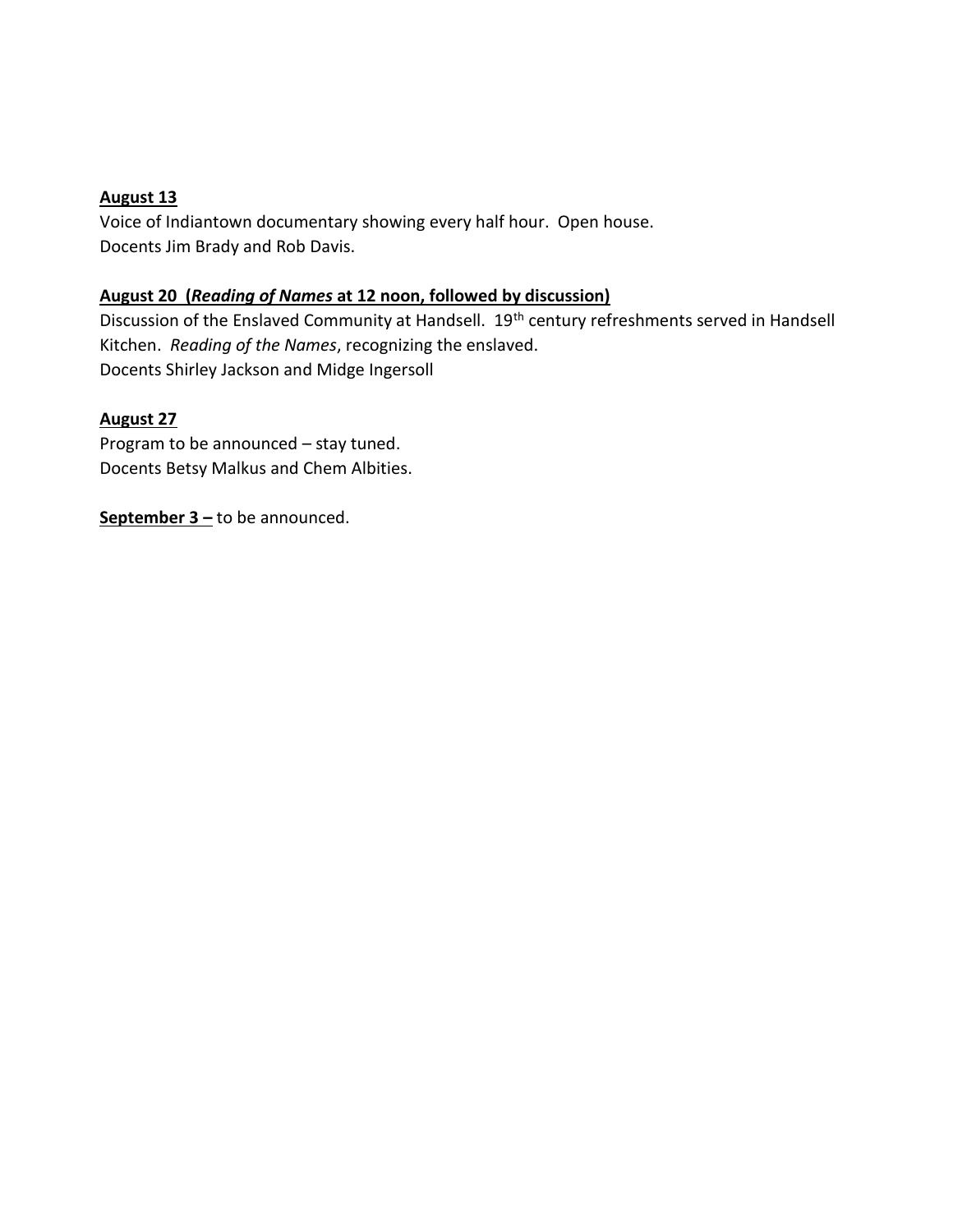**August 13**
Voice of Indiantown documentary showing every half hour. Open house.
Docents Jim Brady and Rob Davis.

**August 20 (*Reading of Names* at 12 noon, followed by discussion)**
Discussion of the Enslaved Community at Handsell. 19th century refreshments served in Handsell Kitchen. *Reading of the Names*, recognizing the enslaved.
Docents Shirley Jackson and Midge Ingersoll

**August 27**
Program to be announced – stay tuned.
Docents Betsy Malkus and Chem Albities.

**September 3 –** to be announced.